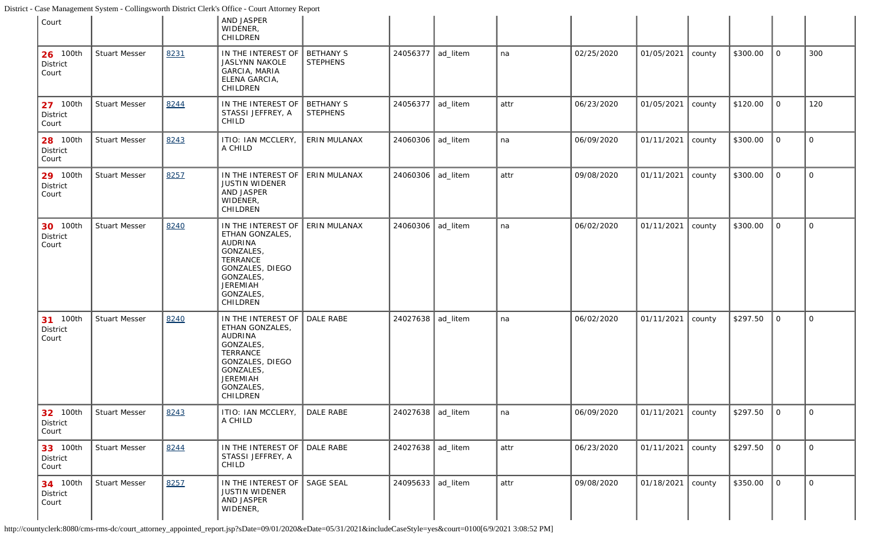| | | | | | | | | | | | | | |
|---|---|---|---|---|---|---|---|---|---|---|---|---|---|
| Court | | | AND JASPER WIDENER, CHILDREN | | | | | | | | | | |
| **26** 100th District Court | Stuart Messer | 8231 | IN THE INTEREST OF JASLYNN NAKOLE GARCIA, MARIA ELENA GARCIA, CHILDREN | BETHANY S STEPHENS | 24056377 | ad_litem | na | 02/25/2020 | 01/05/2021 | county | $300.00 | 0 | 300 |
| **27** 100th District Court | Stuart Messer | 8244 | IN THE INTEREST OF STASSI JEFFREY, A CHILD | BETHANY S STEPHENS | 24056377 | ad_litem | attr | 06/23/2020 | 01/05/2021 | county | $120.00 | 0 | 120 |
| **28** 100th District Court | Stuart Messer | 8243 | ITIO: IAN MCCLERY, A CHILD | ERIN MULANAX | 24060306 | ad_litem | na | 06/09/2020 | 01/11/2021 | county | $300.00 | 0 | 0 |
| **29** 100th District Court | Stuart Messer | 8257 | IN THE INTEREST OF JUSTIN WIDENER AND JASPER WIDENER, CHILDREN | ERIN MULANAX | 24060306 | ad_litem | attr | 09/08/2020 | 01/11/2021 | county | $300.00 | 0 | 0 |
| **30** 100th District Court | Stuart Messer | 8240 | IN THE INTEREST OF ETHAN GONZALES, AUDRINA GONZALES, TERRANCE GONZALES, DIEGO GONZALES, JEREMIAH GONZALES, CHILDREN | ERIN MULANAX | 24060306 | ad_litem | na | 06/02/2020 | 01/11/2021 | county | $300.00 | 0 | 0 |
| **31** 100th District Court | Stuart Messer | 8240 | IN THE INTEREST OF ETHAN GONZALES, AUDRINA GONZALES, TERRANCE GONZALES, DIEGO GONZALES, JEREMIAH GONZALES, CHILDREN | DALE RABE | 24027638 | ad_litem | na | 06/02/2020 | 01/11/2021 | county | $297.50 | 0 | 0 |
| **32** 100th District Court | Stuart Messer | 8243 | ITIO: IAN MCCLERY, A CHILD | DALE RABE | 24027638 | ad_litem | na | 06/09/2020 | 01/11/2021 | county | $297.50 | 0 | 0 |
| **33** 100th District Court | Stuart Messer | 8244 | IN THE INTEREST OF STASSI JEFFREY, A CHILD | DALE RABE | 24027638 | ad_litem | attr | 06/23/2020 | 01/11/2021 | county | $297.50 | 0 | 0 |
| **34** 100th District Court | Stuart Messer | 8257 | IN THE INTEREST OF JUSTIN WIDENER AND JASPER WIDENER, | SAGE SEAL | 24095633 | ad_litem | attr | 09/08/2020 | 01/18/2021 | county | $350.00 | 0 | 0 |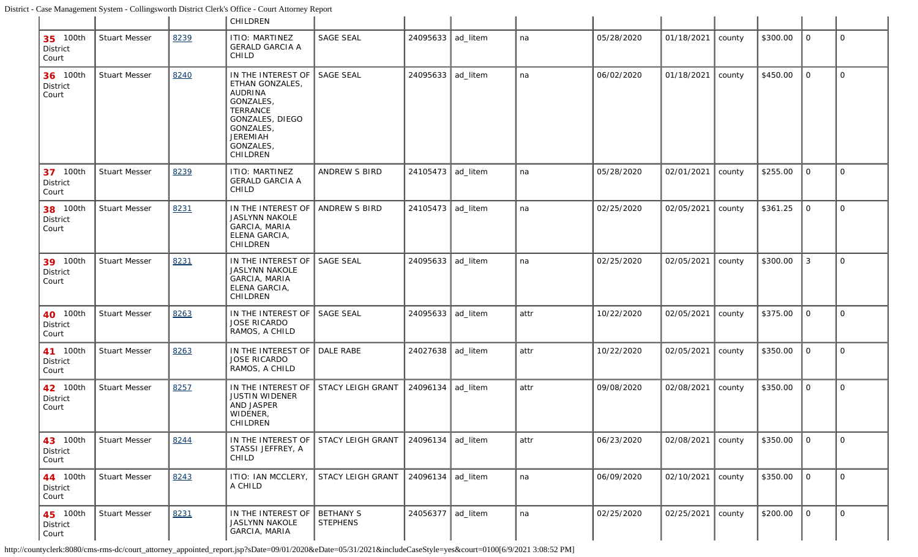| | | | CHILDREN | | | | | | | | | | |
|---|---|---|---|---|---|---|---|---|---|---|---|---|---|
| **35** 100th District Court | Stuart Messer | 8239 | ITIO: MARTINEZ GERALD GARCIA A CHILD | SAGE SEAL | 24095633 | ad_litem | na | 05/28/2020 | 01/18/2021 | county | $300.00 | 0 | 0 |
| **36** 100th District Court | Stuart Messer | 8240 | IN THE INTEREST OF ETHAN GONZALES, AUDRINA GONZALES, TERRANCE GONZALES, DIEGO GONZALES, JEREMIAH GONZALES, CHILDREN | SAGE SEAL | 24095633 | ad_litem | na | 06/02/2020 | 01/18/2021 | county | $450.00 | 0 | 0 |
| **37** 100th District Court | Stuart Messer | 8239 | ITIO: MARTINEZ GERALD GARCIA A CHILD | ANDREW S BIRD | 24105473 | ad_litem | na | 05/28/2020 | 02/01/2021 | county | $255.00 | 0 | 0 |
| **38** 100th District Court | Stuart Messer | 8231 | IN THE INTEREST OF JASLYNN NAKOLE GARCIA, MARIA ELENA GARCIA, CHILDREN | ANDREW S BIRD | 24105473 | ad_litem | na | 02/25/2020 | 02/05/2021 | county | $361.25 | 0 | 0 |
| **39** 100th District Court | Stuart Messer | 8231 | IN THE INTEREST OF JASLYNN NAKOLE GARCIA, MARIA ELENA GARCIA, CHILDREN | SAGE SEAL | 24095633 | ad_litem | na | 02/25/2020 | 02/05/2021 | county | $300.00 | 3 | 0 |
| **40** 100th District Court | Stuart Messer | 8263 | IN THE INTEREST OF JOSE RICARDO RAMOS, A CHILD | SAGE SEAL | 24095633 | ad_litem | attr | 10/22/2020 | 02/05/2021 | county | $375.00 | 0 | 0 |
| **41** 100th District Court | Stuart Messer | 8263 | IN THE INTEREST OF JOSE RICARDO RAMOS, A CHILD | DALE RABE | 24027638 | ad_litem | attr | 10/22/2020 | 02/05/2021 | county | $350.00 | 0 | 0 |
| **42** 100th District Court | Stuart Messer | 8257 | IN THE INTEREST OF JUSTIN WIDENER AND JASPER WIDENER, CHILDREN | STACY LEIGH GRANT | 24096134 | ad_litem | attr | 09/08/2020 | 02/08/2021 | county | $350.00 | 0 | 0 |
| **43** 100th District Court | Stuart Messer | 8244 | IN THE INTEREST OF STASSI JEFFREY, A CHILD | STACY LEIGH GRANT | 24096134 | ad_litem | attr | 06/23/2020 | 02/08/2021 | county | $350.00 | 0 | 0 |
| **44** 100th District Court | Stuart Messer | 8243 | ITIO: IAN MCCLERY, A CHILD | STACY LEIGH GRANT | 24096134 | ad_litem | na | 06/09/2020 | 02/10/2021 | county | $350.00 | 0 | 0 |
| **45** 100th District Court | Stuart Messer | 8231 | IN THE INTEREST OF JASLYNN NAKOLE GARCIA, MARIA | BETHANY S STEPHENS | 24056377 | ad_litem | na | 02/25/2020 | 02/25/2021 | county | $200.00 | 0 | 0 |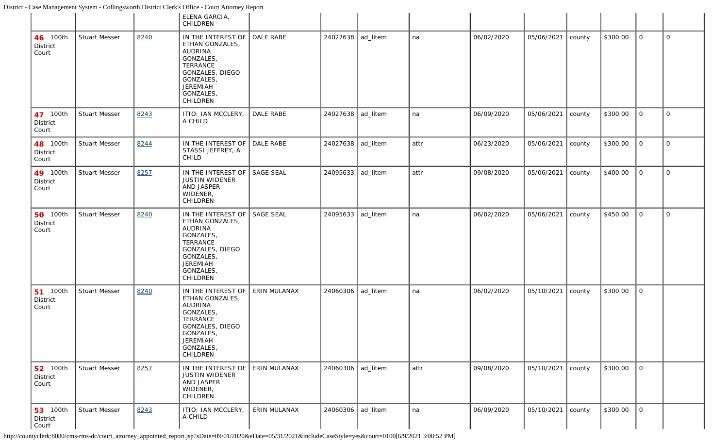| | | | | | | | | | | | | | |
|---|---|---|---|---|---|---|---|---|---|---|---|---|---|
| | | | ELENA GARCIA, CHILDREN | | | | | | | | | | |
| **46** 100th District Court | Stuart Messer | 8240 | IN THE INTEREST OF ETHAN GONZALES, AUDRINA GONZALES, TERRANCE GONZALES, DIEGO GONZALES, JEREMIAH GONZALES, CHILDREN | DALE RABE | 24027638 | ad_litem | na | 06/02/2020 | 05/06/2021 | county | $300.00 | 0 | 0 |
| **47** 100th District Court | Stuart Messer | 8243 | ITIO: IAN MCCLERY, A CHILD | DALE RABE | 24027638 | ad_litem | na | 06/09/2020 | 05/06/2021 | county | $300.00 | 0 | 0 |
| **48** 100th District Court | Stuart Messer | 8244 | IN THE INTEREST OF STASSI JEFFREY, A CHILD | DALE RABE | 24027638 | ad_litem | attr | 06/23/2020 | 05/06/2021 | county | $300.00 | 0 | 0 |
| **49** 100th District Court | Stuart Messer | 8257 | IN THE INTEREST OF JUSTIN WIDENER AND JASPER WIDENER, CHILDREN | SAGE SEAL | 24095633 | ad_litem | attr | 09/08/2020 | 05/06/2021 | county | $400.00 | 0 | 0 |
| **50** 100th District Court | Stuart Messer | 8240 | IN THE INTEREST OF ETHAN GONZALES, AUDRINA GONZALES, TERRANCE GONZALES, DIEGO GONZALES, JEREMIAH GONZALES, CHILDREN | SAGE SEAL | 24095633 | ad_litem | na | 06/02/2020 | 05/06/2021 | county | $450.00 | 0 | 0 |
| **51** 100th District Court | Stuart Messer | 8240 | IN THE INTEREST OF ETHAN GONZALES, AUDRINA GONZALES, TERRANCE GONZALES, DIEGO GONZALES, JEREMIAH GONZALES, CHILDREN | ERIN MULANAX | 24060306 | ad_litem | na | 06/02/2020 | 05/10/2021 | county | $300.00 | 0 | |
| **52** 100th District Court | Stuart Messer | 8257 | IN THE INTEREST OF JUSTIN WIDENER AND JASPER WIDENER, CHILDREN | ERIN MULANAX | 24060306 | ad_litem | attr | 09/08/2020 | 05/10/2021 | county | $300.00 | 0 | |
| **53** 100th District Court | Stuart Messer | 8243 | ITIO: IAN MCCLERY, A CHILD | ERIN MULANAX | 24060306 | ad_litem | na | 06/09/2020 | 05/10/2021 | county | $300.00 | 0 | |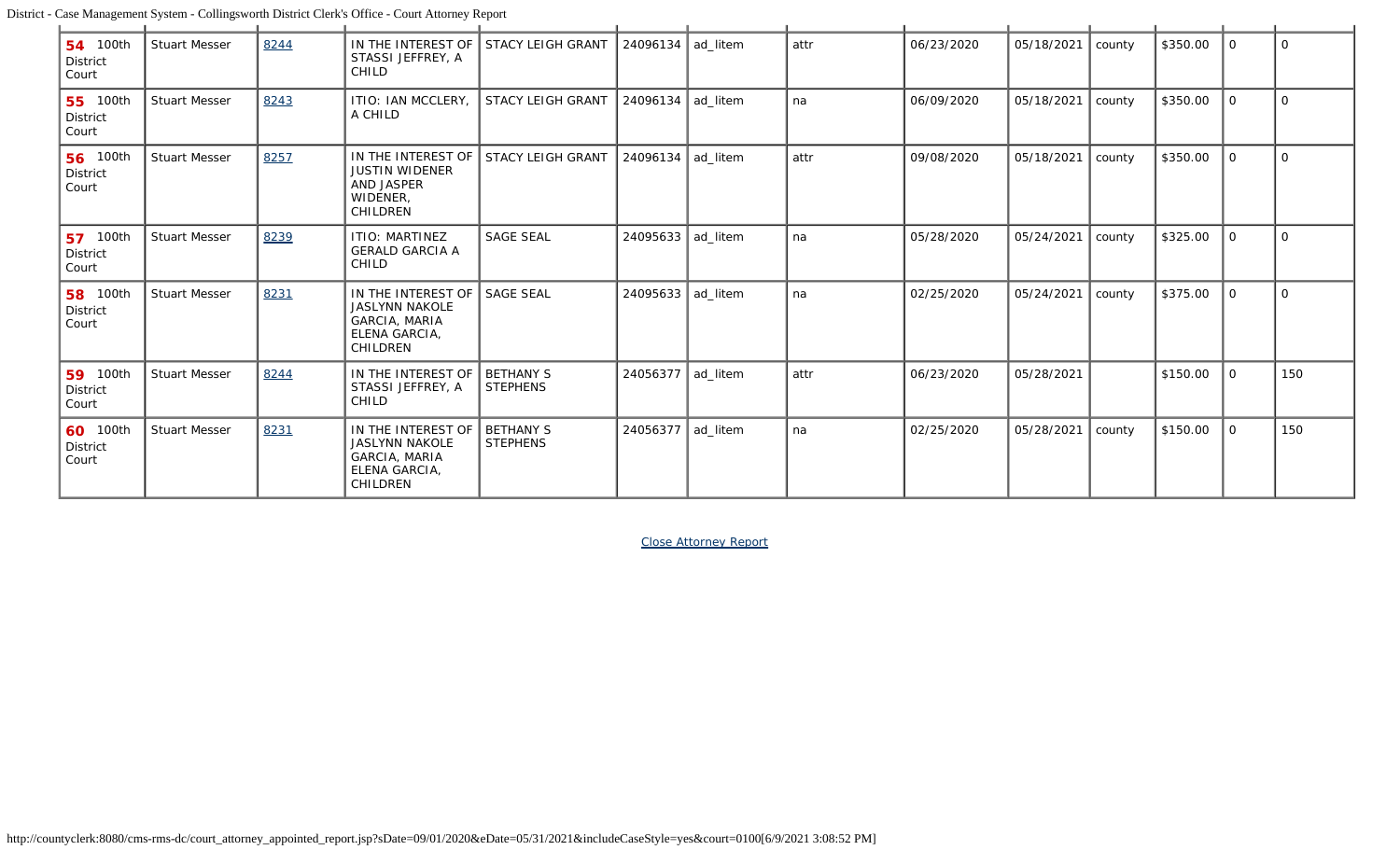| | | | | | | | | | | | | | |
|---|---|---|---|---|---|---|---|---|---|---|---|---|---|
| **54** 100th District Court | Stuart Messer | 8244 | IN THE INTEREST OF STASSI JEFFREY, A CHILD | STACY LEIGH GRANT | 24096134 | ad_litem | attr | 06/23/2020 | 05/18/2021 | county | $350.00 | 0 | 0 |
| **55** 100th District Court | Stuart Messer | 8243 | ITIO: IAN MCCLERY, A CHILD | STACY LEIGH GRANT | 24096134 | ad_litem | na | 06/09/2020 | 05/18/2021 | county | $350.00 | 0 | 0 |
| **56** 100th District Court | Stuart Messer | 8257 | IN THE INTEREST OF JUSTIN WIDENER AND JASPER WIDENER, CHILDREN | STACY LEIGH GRANT | 24096134 | ad_litem | attr | 09/08/2020 | 05/18/2021 | county | $350.00 | 0 | 0 |
| **57** 100th District Court | Stuart Messer | 8239 | ITIO: MARTINEZ GERALD GARCIA A CHILD | SAGE SEAL | 24095633 | ad_litem | na | 05/28/2020 | 05/24/2021 | county | $325.00 | 0 | 0 |
| **58** 100th District Court | Stuart Messer | 8231 | IN THE INTEREST OF JASLYNN NAKOLE GARCIA, MARIA ELENA GARCIA, CHILDREN | SAGE SEAL | 24095633 | ad_litem | na | 02/25/2020 | 05/24/2021 | county | $375.00 | 0 | 0 |
| **59** 100th District Court | Stuart Messer | 8244 | IN THE INTEREST OF STASSI JEFFREY, A CHILD | BETHANY S STEPHENS | 24056377 | ad_litem | attr | 06/23/2020 | 05/28/2021 | | $150.00 | 0 | 150 |
| **60** 100th District Court | Stuart Messer | 8231 | IN THE INTEREST OF JASLYNN NAKOLE GARCIA, MARIA ELENA GARCIA, CHILDREN | BETHANY S STEPHENS | 24056377 | ad_litem | na | 02/25/2020 | 05/28/2021 | county | $150.00 | 0 | 150 |

Close Attorney Report